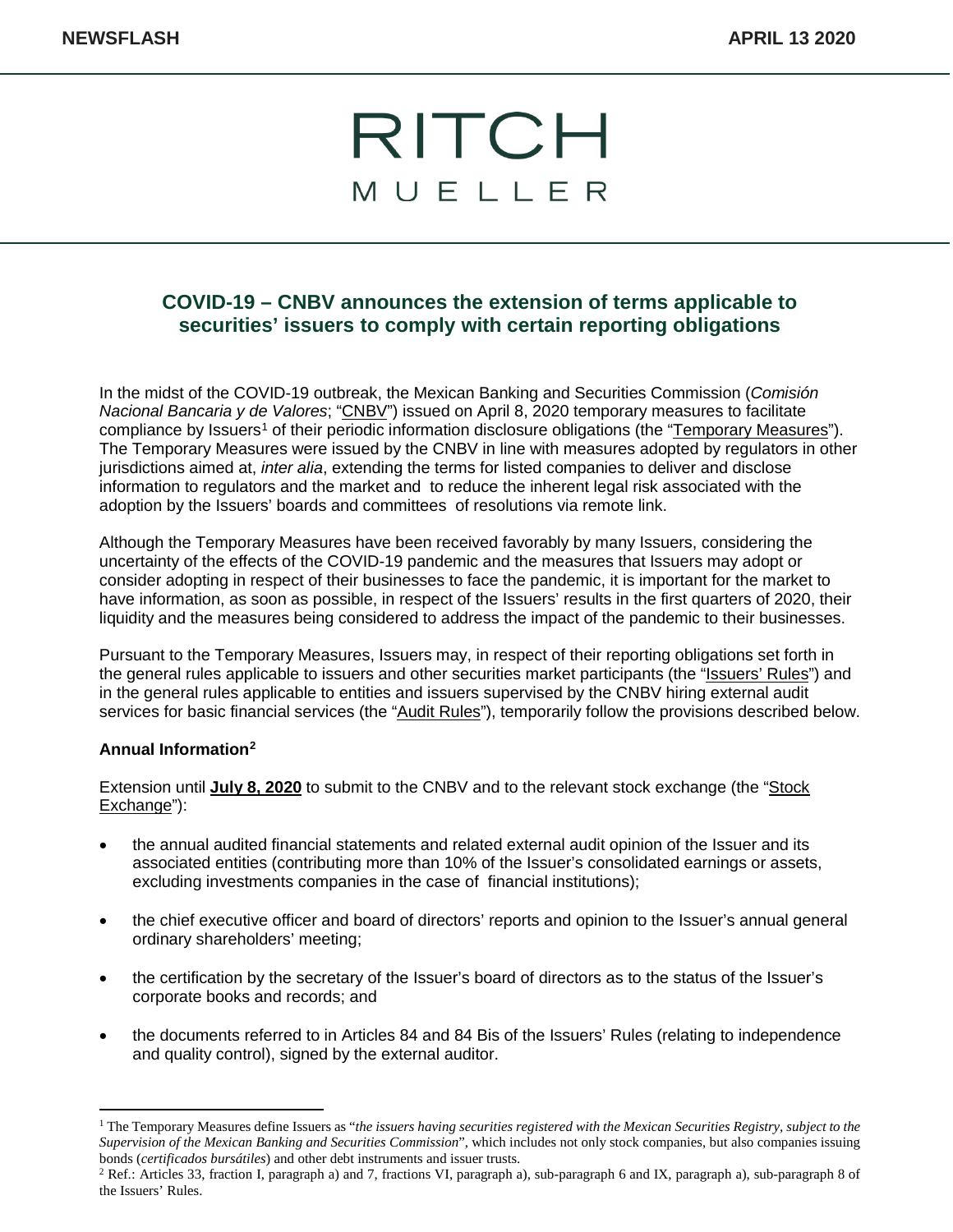# RITCH MUELLER

## COVID-19 – CNBV announces the extension of terms applicable to securities' issuers to comply with certain reporting obligations

In the midst of the COVID-19 outbreak, the Mexican Banking and Securities Commission (*Comisión Nacional Bancaria y de Valores*; "CNBV") issued on April 8, 2020 temporary measures to facilitate compliance by Issuers[1] of their periodic information disclosure obligations (the "Temporary Measures"). The Temporary Measures were issued by the CNBV in line with measures adopted by regulators in other jurisdictions aimed at, *inter alia*, extending the terms for listed companies to deliver and disclose information to regulators and the market and to reduce the inherent legal risk associated with the adoption by the Issuers' boards and committees of resolutions via remote link.

Although the Temporary Measures have been received favorably by many Issuers, considering the uncertainty of the effects of the COVID-19 pandemic and the measures that Issuers may adopt or consider adopting in respect of their businesses to face the pandemic, it is important for the market to have information, as soon as possible, in respect of the Issuers' results in the first quarters of 2020, their liquidity and the measures being considered to address the impact of the pandemic to their businesses.

Pursuant to the Temporary Measures, Issuers may, in respect of their reporting obligations set forth in the general rules applicable to issuers and other securities market participants (the "Issuers' Rules") and in the general rules applicable to entities and issuers supervised by the CNBV hiring external audit services for basic financial services (the "Audit Rules"), temporarily follow the provisions described below.

**Annual Information[2]**

Extension until **July 8, 2020** to submit to the CNBV and to the relevant stock exchange (the "Stock Exchange"):

- the annual audited financial statements and related external audit opinion of the Issuer and its associated entities (contributing more than 10% of the Issuer's consolidated earnings or assets, excluding investments companies in the case of financial institutions);
- the chief executive officer and board of directors' reports and opinion to the Issuer's annual general ordinary shareholders' meeting;
- the certification by the secretary of the Issuer's board of directors as to the status of the Issuer's corporate books and records; and
- the documents referred to in Articles 84 and 84 Bis of the Issuers' Rules (relating to independence and quality control), signed by the external auditor.

---

[1] The Temporary Measures define Issuers as "*the issuers having securities registered with the Mexican Securities Registry, subject to the Supervision of the Mexican Banking and Securities Commission*", which includes not only stock companies, but also companies issuing bonds (*certificados bursátiles*) and other debt instruments and issuer trusts.

[2] Ref.: Articles 33, fraction I, paragraph a) and 7, fractions VI, paragraph a), sub-paragraph 6 and IX, paragraph a), sub-paragraph 8 of the Issuers' Rules.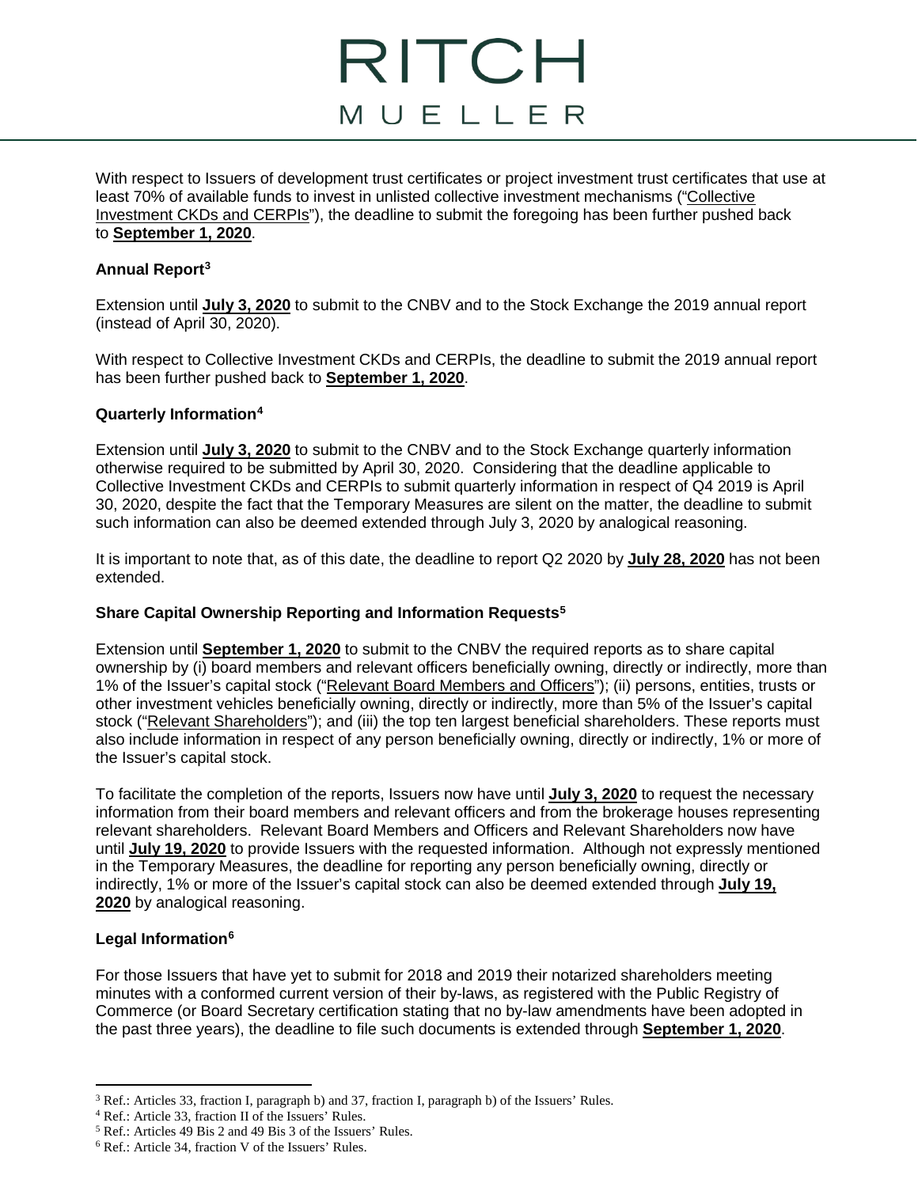With respect to Issuers of development trust certificates or project investment trust certificates that use at least 70% of available funds to invest in unlisted collective investment mechanisms ("Collective Investment CKDs and CERPIs"), the deadline to submit the foregoing has been further pushed back to **September 1, 2020**.

**Annual Report[3]**

Extension until **July 3, 2020** to submit to the CNBV and to the Stock Exchange the 2019 annual report (instead of April 30, 2020).

With respect to Collective Investment CKDs and CERPIs, the deadline to submit the 2019 annual report has been further pushed back to **September 1, 2020**.

**Quarterly Information[4]**

Extension until **July 3, 2020** to submit to the CNBV and to the Stock Exchange quarterly information otherwise required to be submitted by April 30, 2020. Considering that the deadline applicable to Collective Investment CKDs and CERPIs to submit quarterly information in respect of Q4 2019 is April 30, 2020, despite the fact that the Temporary Measures are silent on the matter, the deadline to submit such information can also be deemed extended through July 3, 2020 by analogical reasoning.

It is important to note that, as of this date, the deadline to report Q2 2020 by **July 28, 2020** has not been extended.

**Share Capital Ownership Reporting and Information Requests[5]**

Extension until **September 1, 2020** to submit to the CNBV the required reports as to share capital ownership by (i) board members and relevant officers beneficially owning, directly or indirectly, more than 1% of the Issuer's capital stock ("Relevant Board Members and Officers"); (ii) persons, entities, trusts or other investment vehicles beneficially owning, directly or indirectly, more than 5% of the Issuer's capital stock ("Relevant Shareholders"); and (iii) the top ten largest beneficial shareholders. These reports must also include information in respect of any person beneficially owning, directly or indirectly, 1% or more of the Issuer's capital stock.

To facilitate the completion of the reports, Issuers now have until **July 3, 2020** to request the necessary information from their board members and relevant officers and from the brokerage houses representing relevant shareholders. Relevant Board Members and Officers and Relevant Shareholders now have until **July 19, 2020** to provide Issuers with the requested information. Although not expressly mentioned in the Temporary Measures, the deadline for reporting any person beneficially owning, directly or indirectly, 1% or more of the Issuer's capital stock can also be deemed extended through **July 19, 2020** by analogical reasoning.

**Legal Information[6]**

For those Issuers that have yet to submit for 2018 and 2019 their notarized shareholders meeting minutes with a conformed current version of their by-laws, as registered with the Public Registry of Commerce (or Board Secretary certification stating that no by-law amendments have been adopted in the past three years), the deadline to file such documents is extended through **September 1, 2020**.

---

[3] Ref.: Articles 33, fraction I, paragraph b) and 37, fraction I, paragraph b) of the Issuers' Rules.

[4] Ref.: Article 33, fraction II of the Issuers' Rules.

[5] Ref.: Articles 49 Bis 2 and 49 Bis 3 of the Issuers' Rules.

[6] Ref.: Article 34, fraction V of the Issuers' Rules.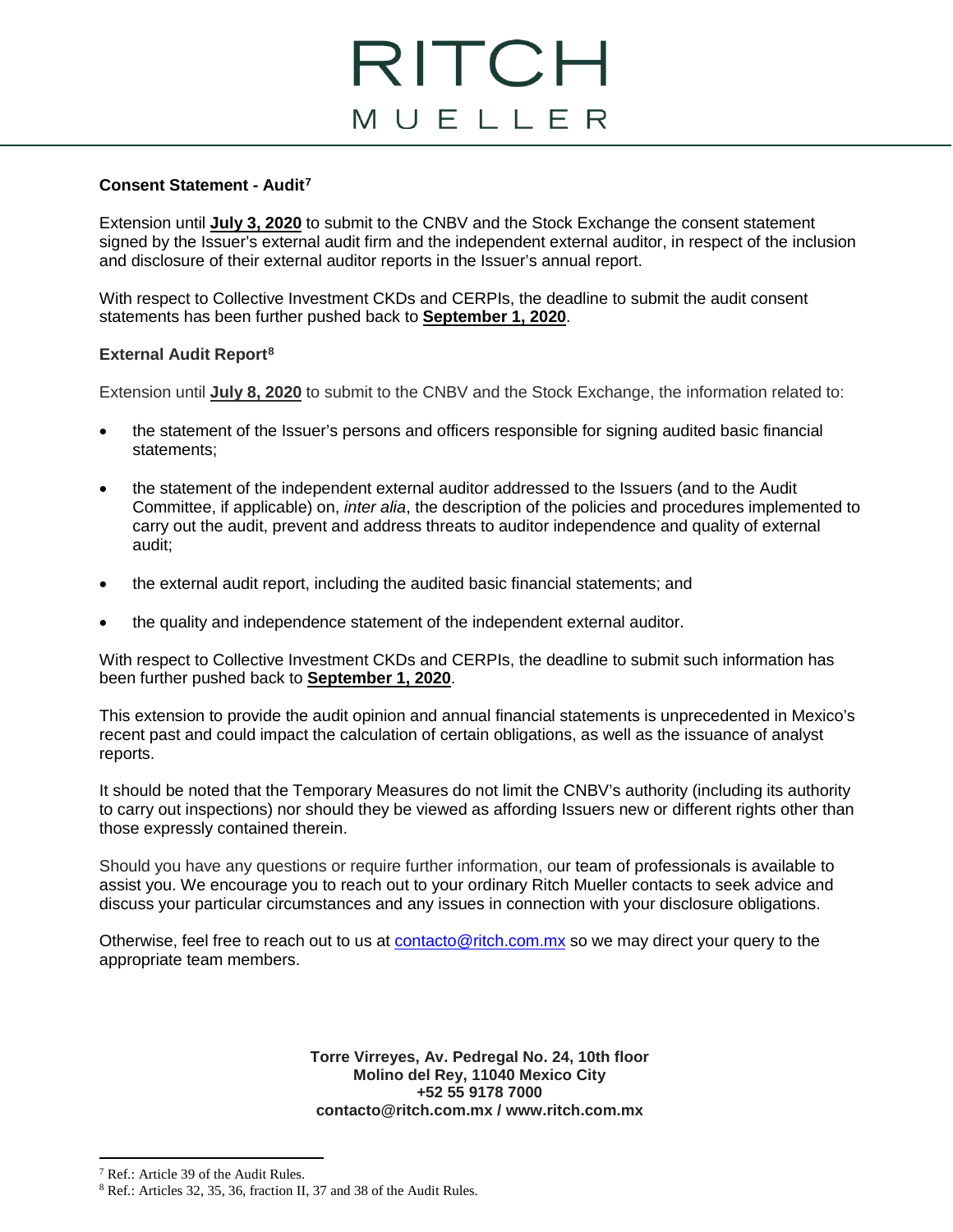**Consent Statement - Audit**[7]

Extension until **July 3, 2020** to submit to the CNBV and the Stock Exchange the consent statement signed by the Issuer's external audit firm and the independent external auditor, in respect of the inclusion and disclosure of their external auditor reports in the Issuer's annual report.

With respect to Collective Investment CKDs and CERPIs, the deadline to submit the audit consent statements has been further pushed back to **September 1, 2020**.

**External Audit Report**[8]

Extension until **July 8, 2020** to submit to the CNBV and the Stock Exchange, the information related to:

- the statement of the Issuer's persons and officers responsible for signing audited basic financial statements;
- the statement of the independent external auditor addressed to the Issuers (and to the Audit Committee, if applicable) on, *inter alia*, the description of the policies and procedures implemented to carry out the audit, prevent and address threats to auditor independence and quality of external audit;
- the external audit report, including the audited basic financial statements; and
- the quality and independence statement of the independent external auditor.

With respect to Collective Investment CKDs and CERPIs, the deadline to submit such information has been further pushed back to **September 1, 2020**.

This extension to provide the audit opinion and annual financial statements is unprecedented in Mexico's recent past and could impact the calculation of certain obligations, as well as the issuance of analyst reports.

It should be noted that the Temporary Measures do not limit the CNBV's authority (including its authority to carry out inspections) nor should they be viewed as affording Issuers new or different rights other than those expressly contained therein.

Should you have any questions or require further information, our team of professionals is available to assist you. We encourage you to reach out to your ordinary Ritch Mueller contacts to seek advice and discuss your particular circumstances and any issues in connection with your disclosure obligations.

Otherwise, feel free to reach out to us at contacto@ritch.com.mx so we may direct your query to the appropriate team members.

**Torre Virreyes, Av. Pedregal No. 24, 10th floor**
**Molino del Rey, 11040 Mexico City**
**+52 55 9178 7000**
**contacto@ritch.com.mx / www.ritch.com.mx**

[7] Ref.: Article 39 of the Audit Rules.

[8] Ref.: Articles 32, 35, 36, fraction II, 37 and 38 of the Audit Rules.